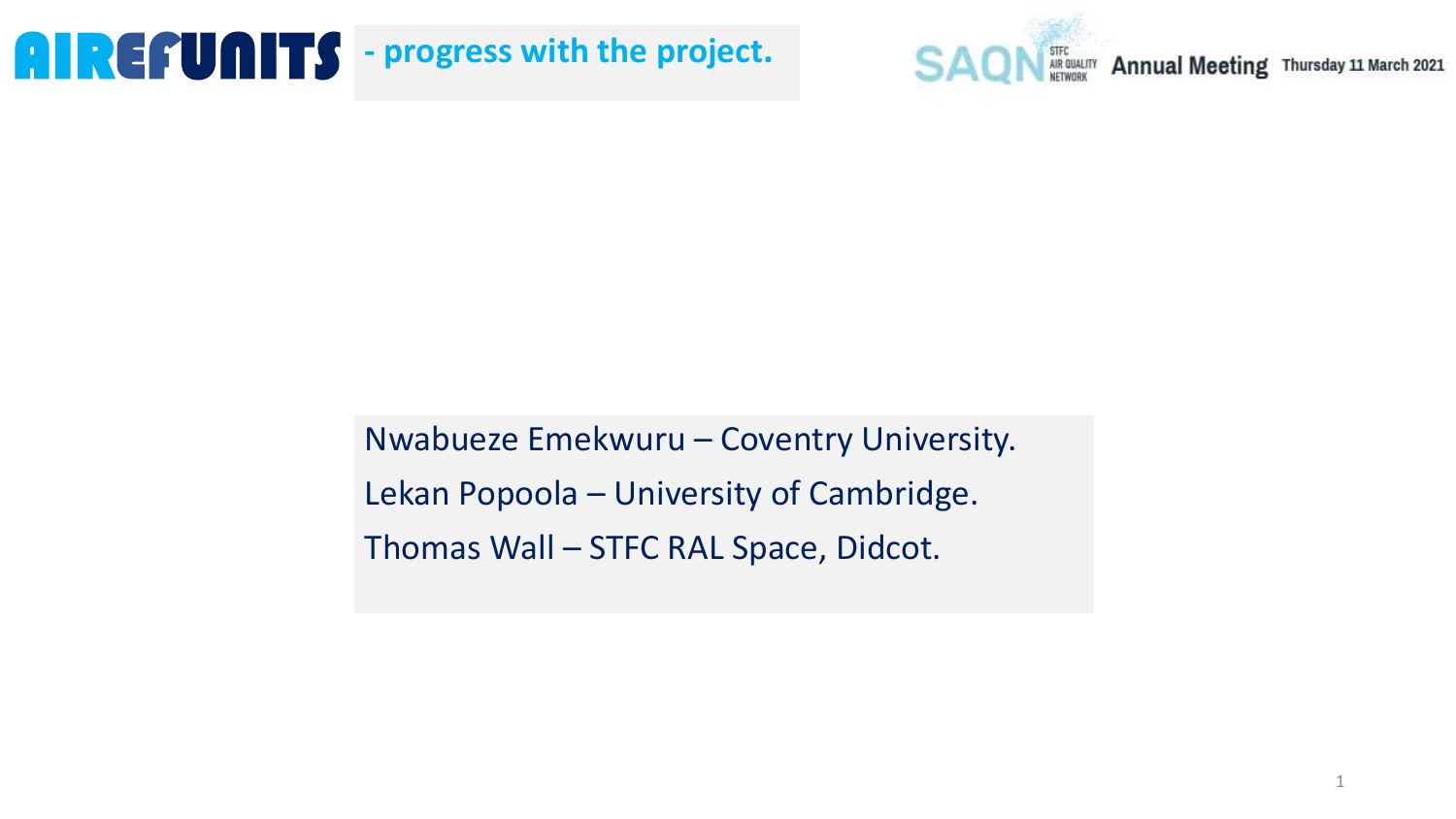# AIREFUNITS - progress with the project.

SAQN STFC AIR QUALITY NETWORK Annual Meeting Thursday 11 March 2021

Nwabueze Emekwuru – Coventry University.

Lekan Popoola – University of Cambridge.

Thomas Wall – STFC RAL Space, Didcot.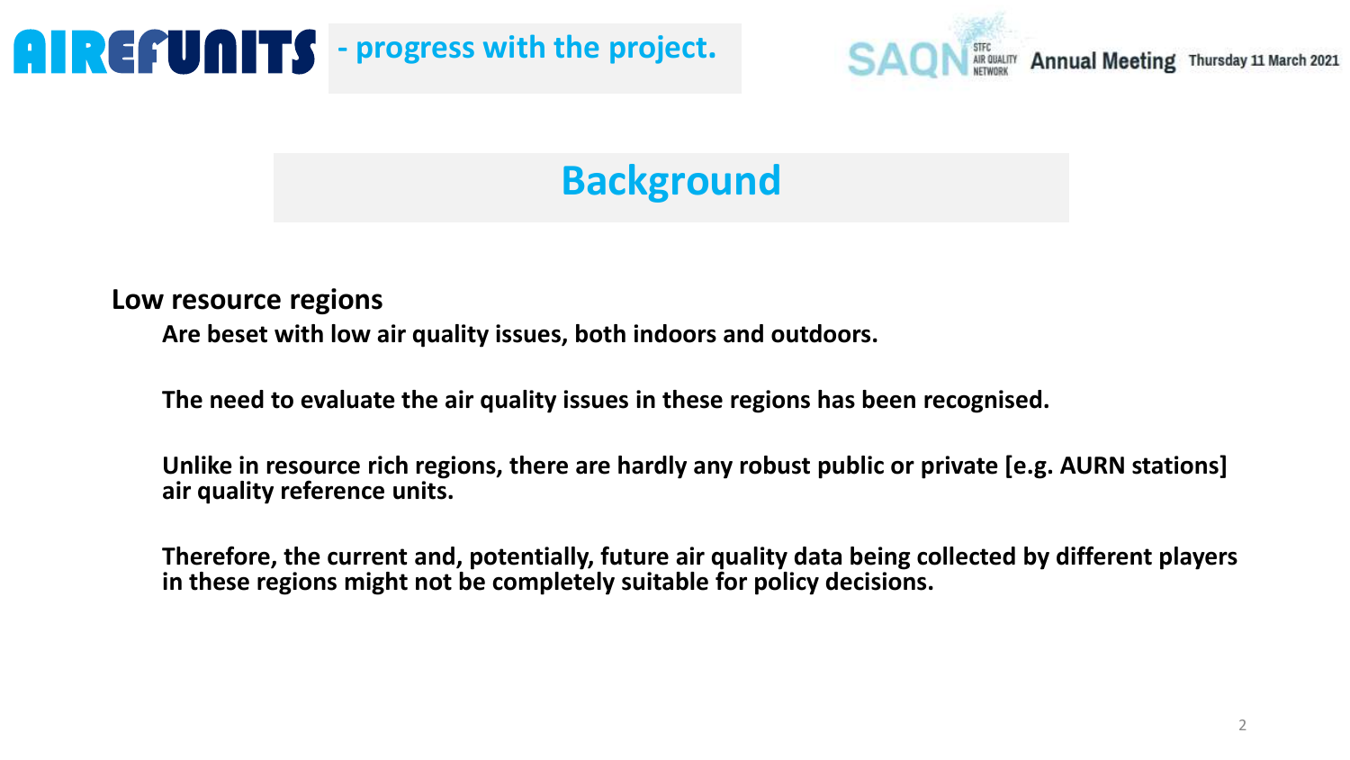# AIREFUNITS - progress with the project.

SAQN STFC Air Quality Network Annual Meeting Thursday 11 March 2021

## Background

**Low resource regions**

**Are beset with low air quality issues, both indoors and outdoors.**

**The need to evaluate the air quality issues in these regions has been recognised.**

**Unlike in resource rich regions, there are hardly any robust public or private [e.g. AURN stations] air quality reference units.**

**Therefore, the current and, potentially, future air quality data being collected by different players in these regions might not be completely suitable for policy decisions.**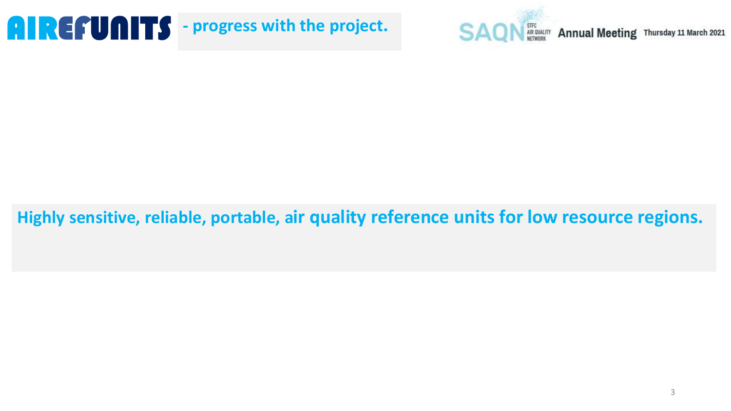# AIREFUNITS - progress with the project.

SAQN STFC AIR QUALITY NETWORK Annual Meeting Thursday 11 March 2021

**Highly sensitive, reliable, portable, air quality reference units for low resource regions.**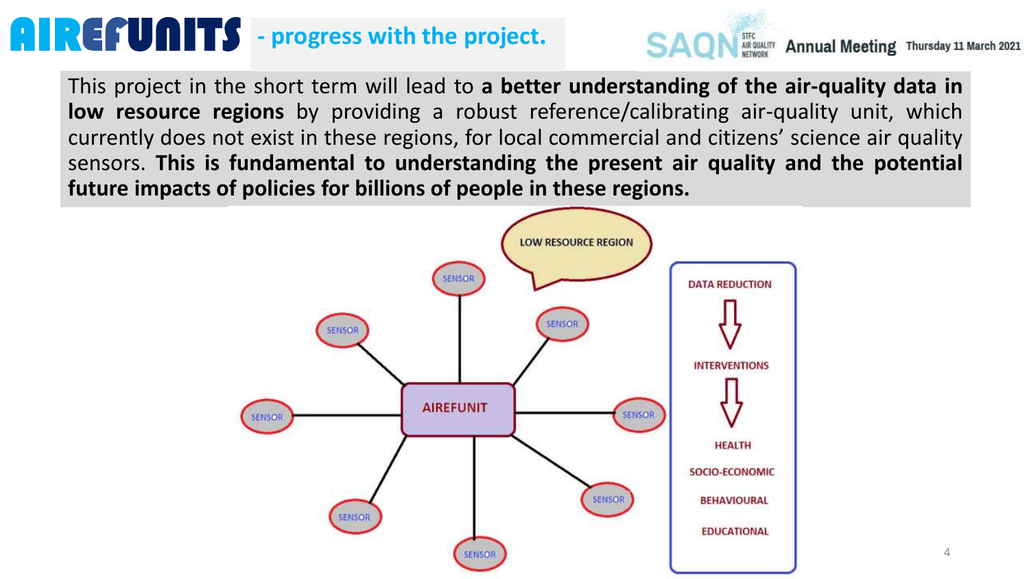# AIREFUNITS - progress with the project.

This project in the short term will lead to **a better understanding of the air-quality data in low resource regions** by providing a robust reference/calibrating air-quality unit, which currently does not exist in these regions, for local commercial and citizens' science air quality sensors. **This is fundamental to understanding the present air quality and the potential future impacts of policies for billions of people in these regions.**

LOW RESOURCE REGION

AIREFUNIT

SENSOR

DATA REDUCTION

INTERVENTIONS

HEALTH

SOCIO-ECONOMIC

BEHAVIOURAL

EDUCATIONAL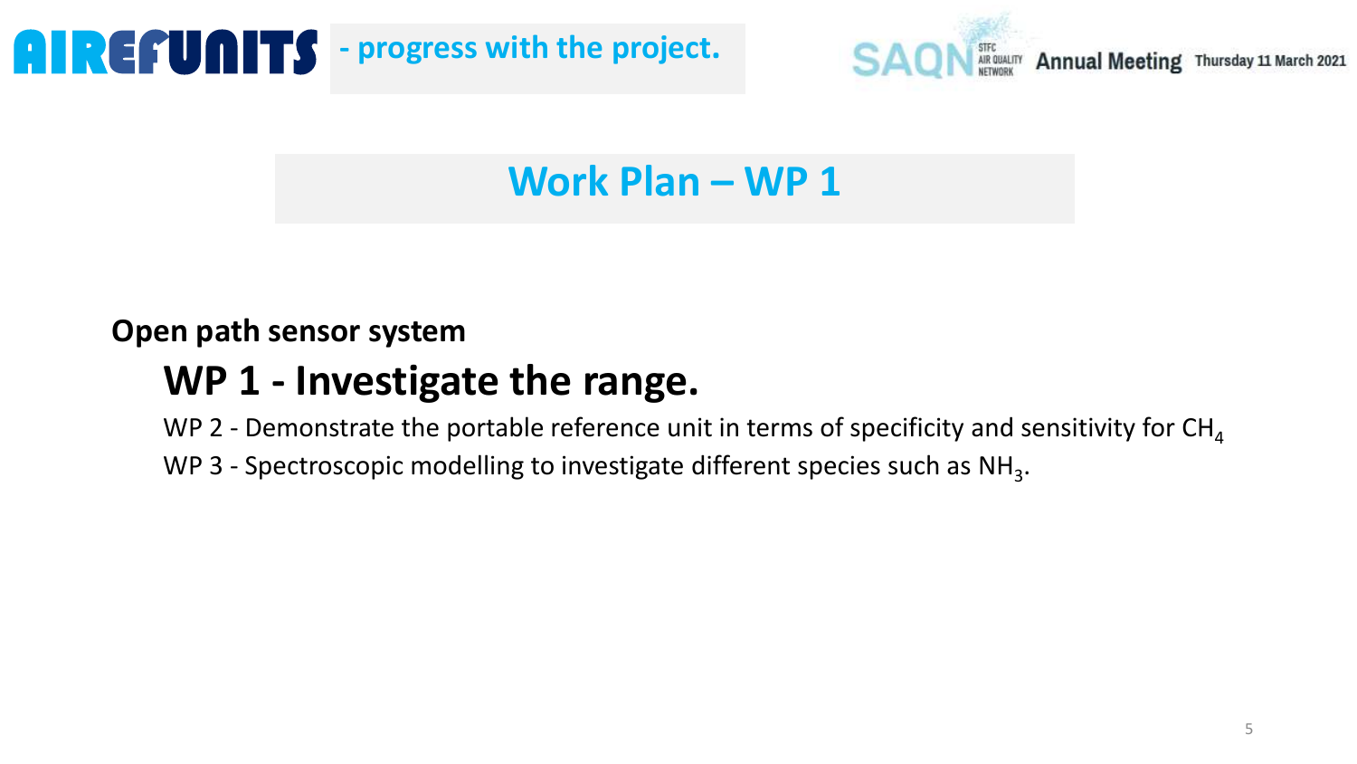# Work Plan – WP 1

**Open path sensor system**

## WP 1 - Investigate the range.

WP 2 - Demonstrate the portable reference unit in terms of specificity and sensitivity for $CH_4$

WP 3 - Spectroscopic modelling to investigate different species such as $NH_3$.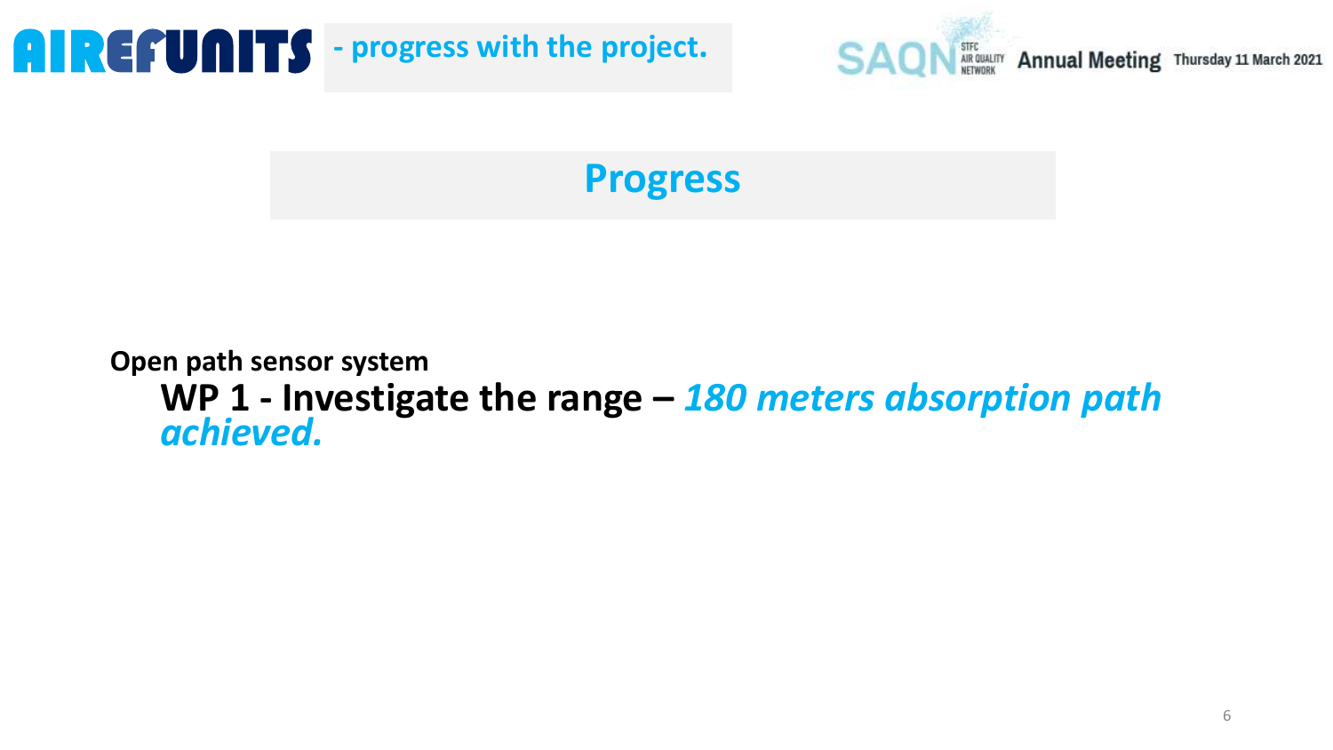# Progress

**Open path sensor system**

**WP 1 - Investigate the range –** ***180 meters absorption path achieved.***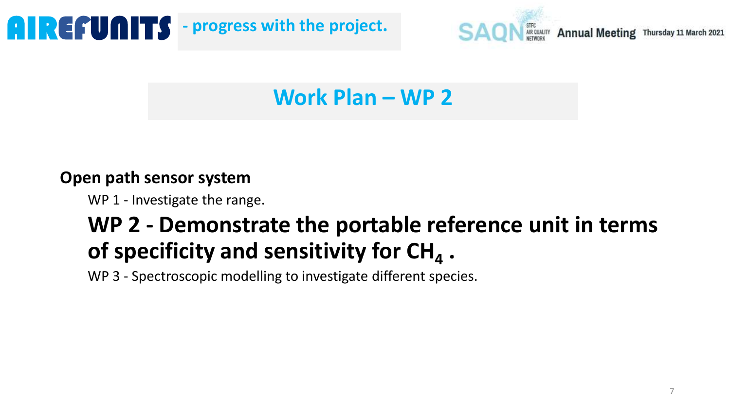AIREFUNITS - progress with the project.

SAQN STFC Air Quality Network Annual Meeting Thursday 11 March 2021

# Work Plan – WP 2

**Open path sensor system**

WP 1 - Investigate the range.

## WP 2 - Demonstrate the portable reference unit in terms of specificity and sensitivity for $CH_4$ .

WP 3 - Spectroscopic modelling to investigate different species.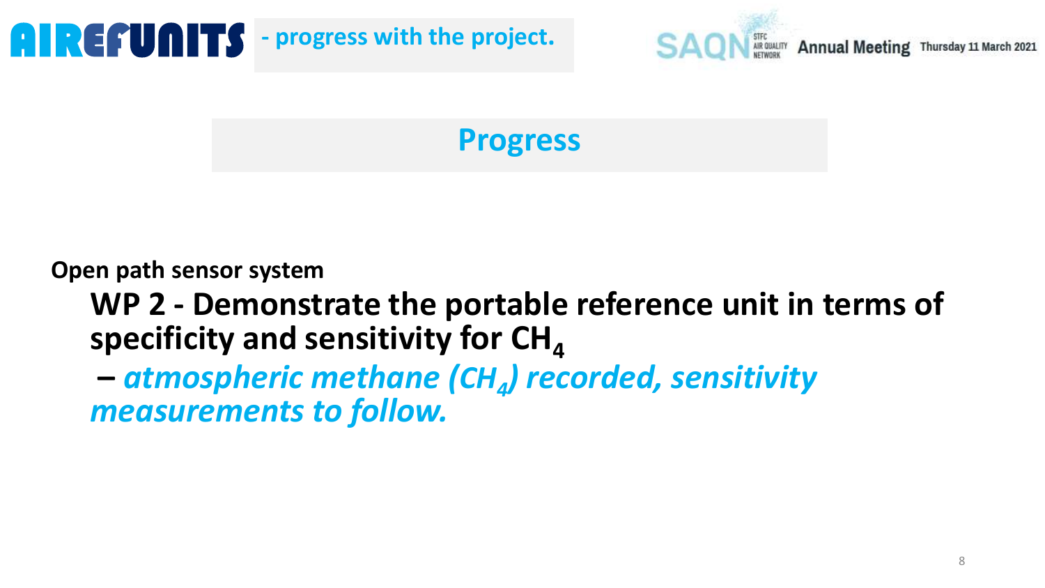# AIREFUNITS - progress with the project.

## Progress

**Open path sensor system**

**WP 2 - Demonstrate the portable reference unit in terms of specificity and sensitivity for $CH_4$**

**– *atmospheric methane ($CH_4$) recorded, sensitivity measurements to follow.***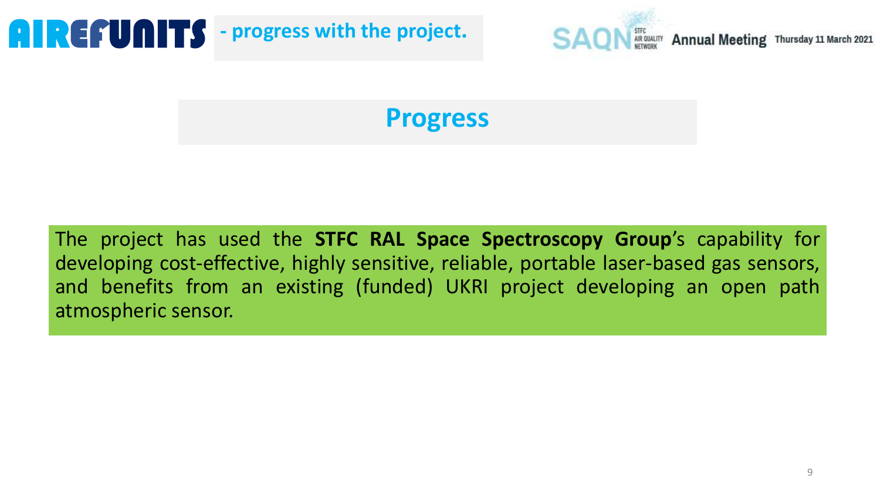# AIREFUNITS - progress with the project.

## Progress

The project has used the **STFC RAL Space Spectroscopy Group**'s capability for developing cost-effective, highly sensitive, reliable, portable laser-based gas sensors, and benefits from an existing (funded) UKRI project developing an open path atmospheric sensor.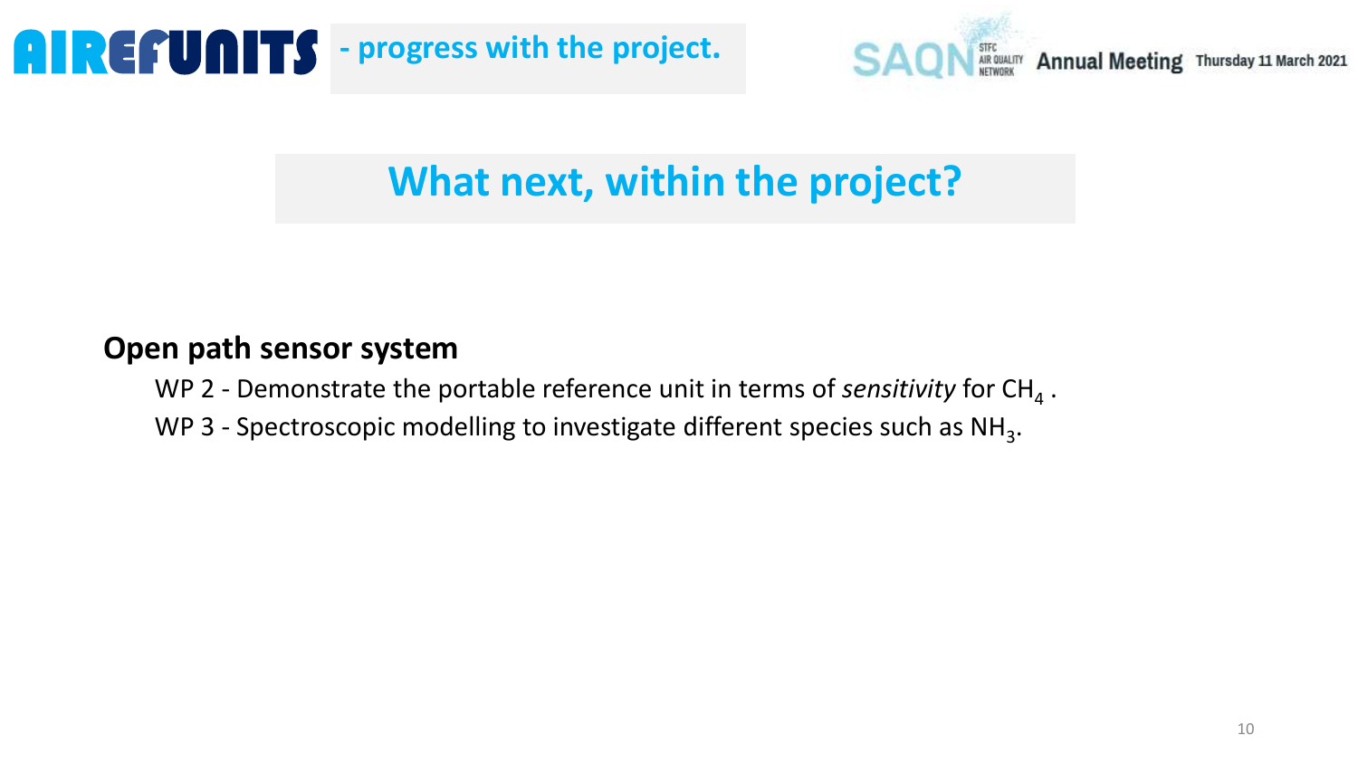# AIREFUNITS - progress with the project.

## What next, within the project?

**Open path sensor system**

WP 2 - Demonstrate the portable reference unit in terms of *sensitivity* for $CH_4$ .

WP 3 - Spectroscopic modelling to investigate different species such as $NH_3$.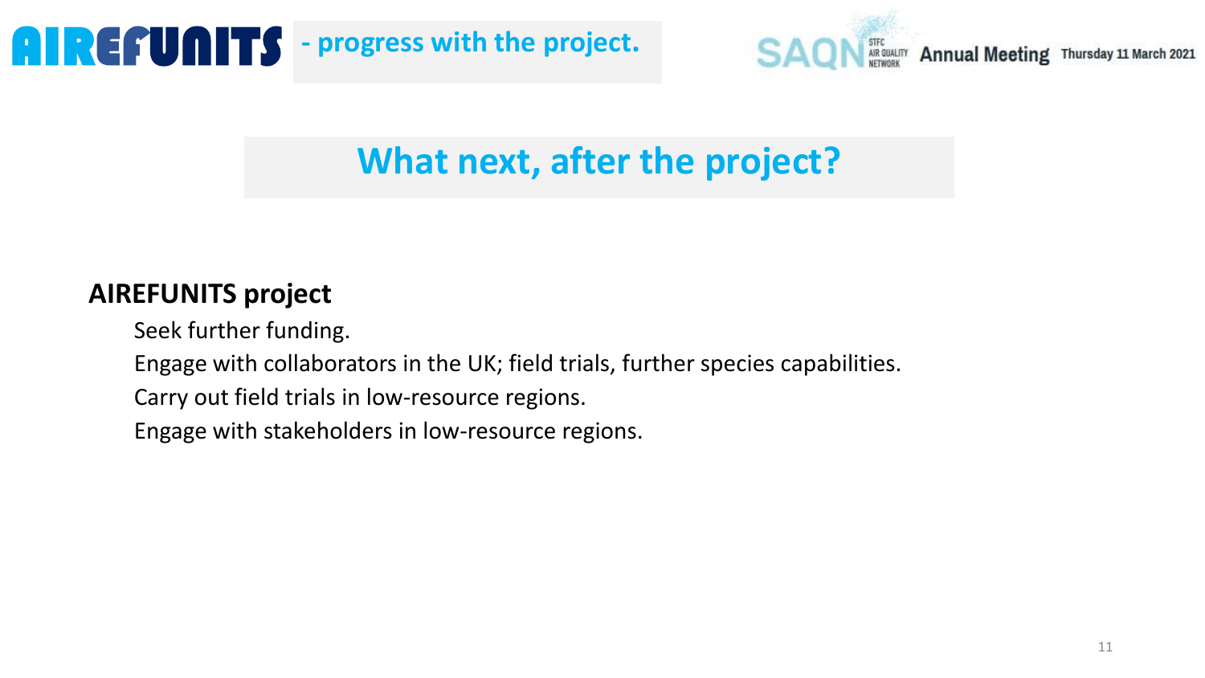# What next, after the project?

**AIREFUNITS project**

Seek further funding.

Engage with collaborators in the UK; field trials, further species capabilities.

Carry out field trials in low-resource regions.

Engage with stakeholders in low-resource regions.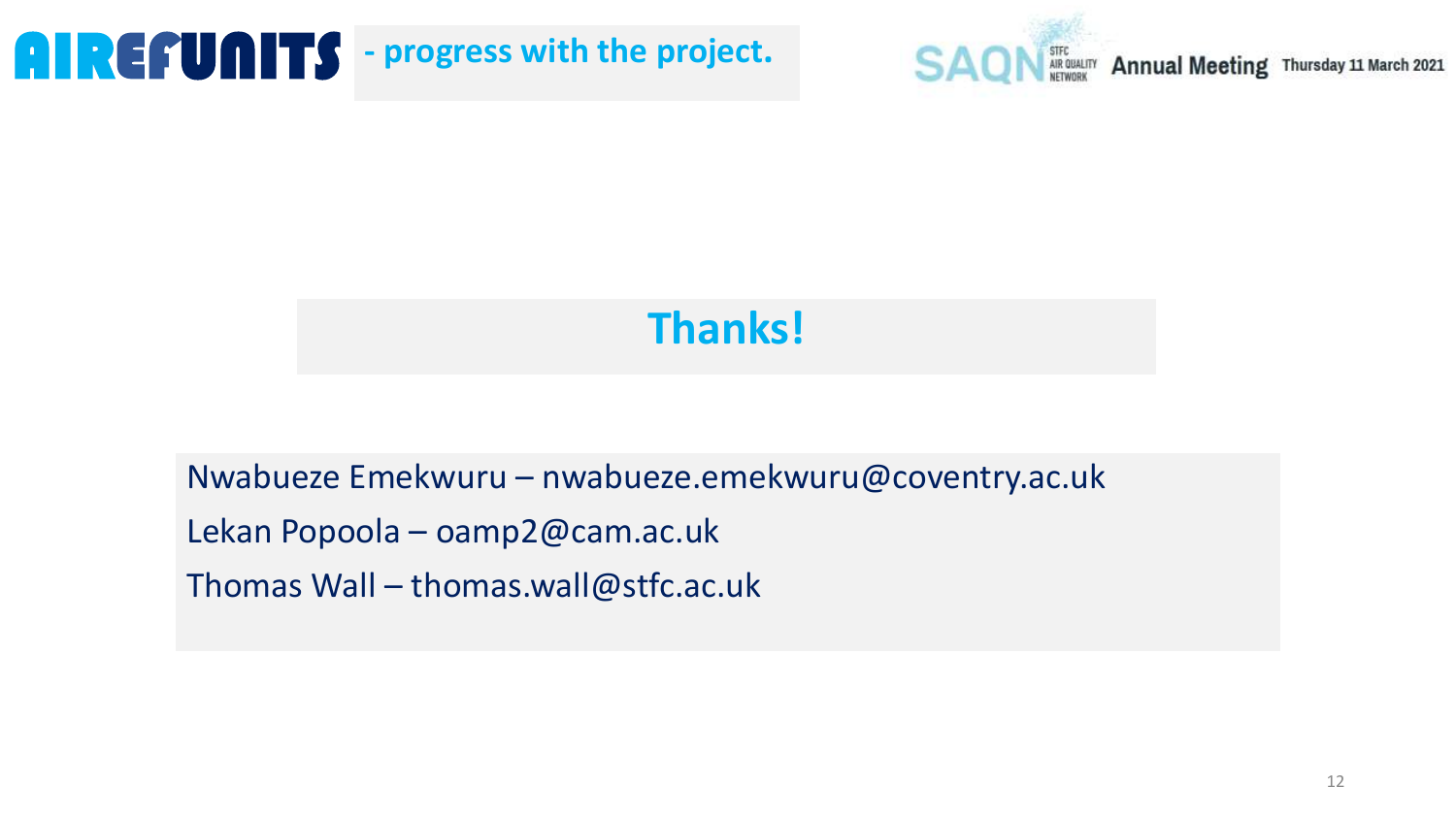# AIREFUNITS - progress with the project.

SAQN STFC Air Quality Network Annual Meeting Thursday 11 March 2021

## Thanks!

Nwabueze Emekwuru – nwabueze.emekwuru@coventry.ac.uk

Lekan Popoola – oamp2@cam.ac.uk

Thomas Wall – thomas.wall@stfc.ac.uk